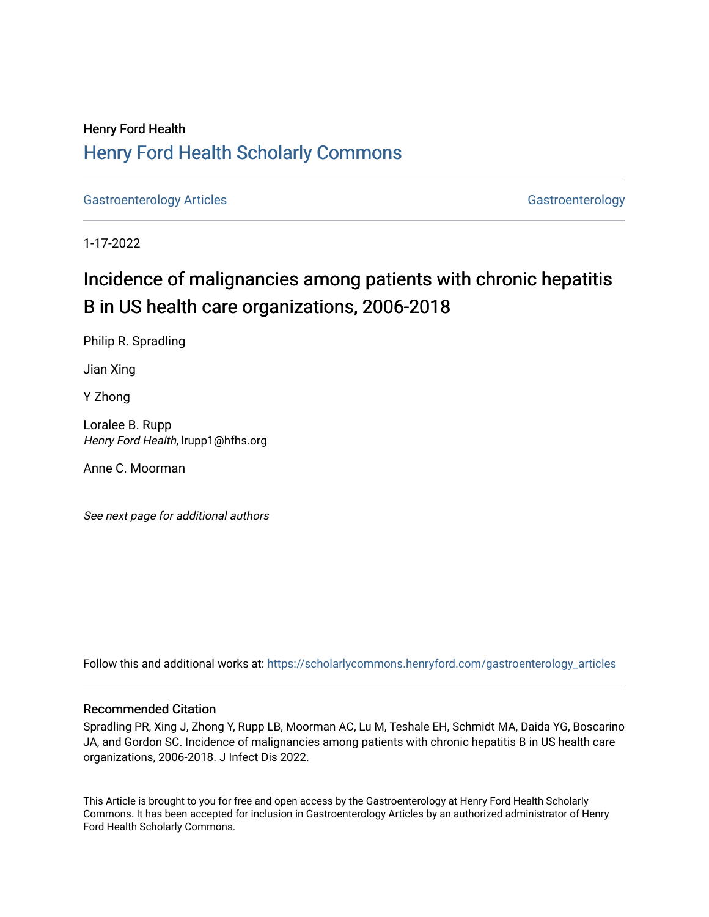Henry Ford Health

# Henry Ford Health Scholarly Commons

Gastroenterology Articles

Gastroenterology

1-17-2022

# Incidence of malignancies among patients with chronic hepatitis B in US health care organizations, 2006-2018

Philip R. Spradling

Jian Xing

Y Zhong

Loralee B. Rupp
*Henry Ford Health*, lrupp1@hfhs.org

Anne C. Moorman

*See next page for additional authors*

Follow this and additional works at: https://scholarlycommons.henryford.com/gastroenterology_articles

## Recommended Citation

Spradling PR, Xing J, Zhong Y, Rupp LB, Moorman AC, Lu M, Teshale EH, Schmidt MA, Daida YG, Boscarino JA, and Gordon SC. Incidence of malignancies among patients with chronic hepatitis B in US health care organizations, 2006-2018. J Infect Dis 2022.

This Article is brought to you for free and open access by the Gastroenterology at Henry Ford Health Scholarly Commons. It has been accepted for inclusion in Gastroenterology Articles by an authorized administrator of Henry Ford Health Scholarly Commons.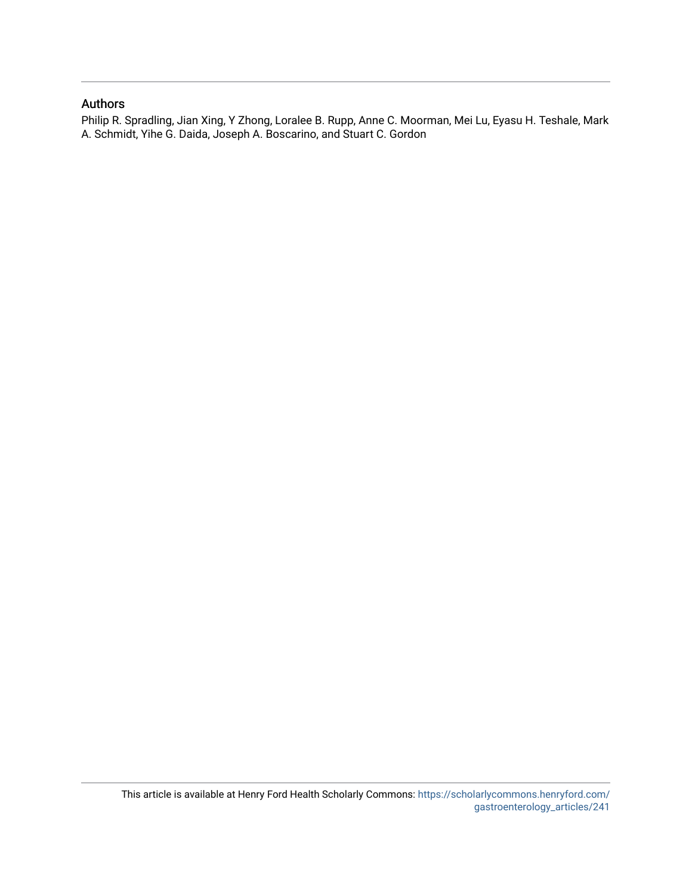## Authors

Philip R. Spradling, Jian Xing, Y Zhong, Loralee B. Rupp, Anne C. Moorman, Mei Lu, Eyasu H. Teshale, Mark A. Schmidt, Yihe G. Daida, Joseph A. Boscarino, and Stuart C. Gordon

This article is available at Henry Ford Health Scholarly Commons: https://scholarlycommons.henryford.com/gastroenterology_articles/241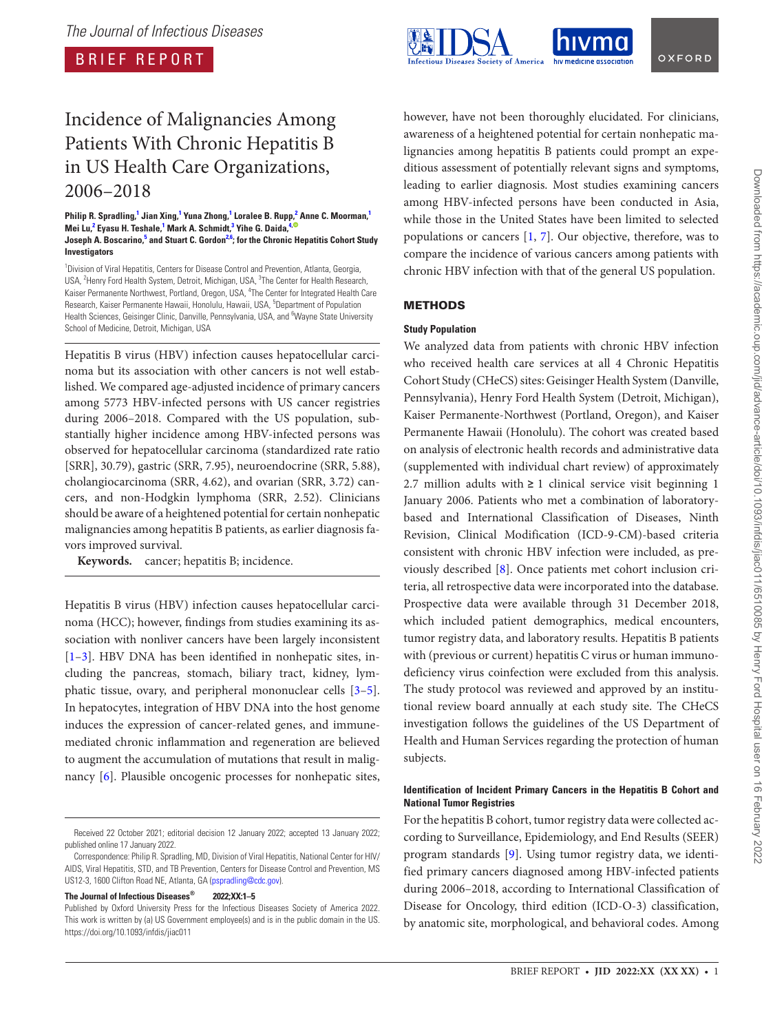BRIEF REPORT

# Incidence of Malignancies Among Patients With Chronic Hepatitis B in US Health Care Organizations, 2006–2018

**Philip R. Spradling,[1] Jian Xing,[1] Yuna Zhong,[1] Loralee B. Rupp,[2] Anne C. Moorman,[1] Mei Lu,[2] Eyasu H. Teshale,[1] Mark A. Schmidt,[3] Yihe G. Daida,[4] Joseph A. Boscarino,[5] and Stuart C. Gordon[2,6]; for the Chronic Hepatitis Cohort Study Investigators**

[1]Division of Viral Hepatitis, Centers for Disease Control and Prevention, Atlanta, Georgia, USA, [2]Henry Ford Health System, Detroit, Michigan, USA, [3]The Center for Health Research, Kaiser Permanente Northwest, Portland, Oregon, USA, [4]The Center for Integrated Health Care Research, Kaiser Permanente Hawaii, Honolulu, Hawaii, USA, [5]Department of Population Health Sciences, Geisinger Clinic, Danville, Pennsylvania, USA, and [6]Wayne State University School of Medicine, Detroit, Michigan, USA

Hepatitis B virus (HBV) infection causes hepatocellular carcinoma but its association with other cancers is not well established. We compared age-adjusted incidence of primary cancers among 5773 HBV-infected persons with US cancer registries during 2006–2018. Compared with the US population, substantially higher incidence among HBV-infected persons was observed for hepatocellular carcinoma (standardized rate ratio [SRR], 30.79), gastric (SRR, 7.95), neuroendocrine (SRR, 5.88), cholangiocarcinoma (SRR, 4.62), and ovarian (SRR, 3.72) cancers, and non-Hodgkin lymphoma (SRR, 2.52). Clinicians should be aware of a heightened potential for certain nonhepatic malignancies among hepatitis B patients, as earlier diagnosis favors improved survival.

**Keywords.** cancer; hepatitis B; incidence.

Hepatitis B virus (HBV) infection causes hepatocellular carcinoma (HCC); however, findings from studies examining its association with nonliver cancers have been largely inconsistent [1–3]. HBV DNA has been identified in nonhepatic sites, including the pancreas, stomach, biliary tract, kidney, lymphatic tissue, ovary, and peripheral mononuclear cells [3–5]. In hepatocytes, integration of HBV DNA into the host genome induces the expression of cancer-related genes, and immune-mediated chronic inflammation and regeneration are believed to augment the accumulation of mutations that result in malignancy [6]. Plausible oncogenic processes for nonhepatic sites, however, have not been thoroughly elucidated. For clinicians, awareness of a heightened potential for certain nonhepatic malignancies among hepatitis B patients could prompt an expeditious assessment of potentially relevant signs and symptoms, leading to earlier diagnosis. Most studies examining cancers among HBV-infected persons have been conducted in Asia, while those in the United States have been limited to selected populations or cancers [1, 7]. Our objective, therefore, was to compare the incidence of various cancers among patients with chronic HBV infection with that of the general US population.

## METHODS

### Study Population

We analyzed data from patients with chronic HBV infection who received health care services at all 4 Chronic Hepatitis Cohort Study (CHeCS) sites: Geisinger Health System (Danville, Pennsylvania), Henry Ford Health System (Detroit, Michigan), Kaiser Permanente-Northwest (Portland, Oregon), and Kaiser Permanente Hawaii (Honolulu). The cohort was created based on analysis of electronic health records and administrative data (supplemented with individual chart review) of approximately 2.7 million adults with ≥ 1 clinical service visit beginning 1 January 2006. Patients who met a combination of laboratory-based and International Classification of Diseases, Ninth Revision, Clinical Modification (ICD-9-CM)-based criteria consistent with chronic HBV infection were included, as previously described [8]. Once patients met cohort inclusion criteria, all retrospective data were incorporated into the database. Prospective data were available through 31 December 2018, which included patient demographics, medical encounters, tumor registry data, and laboratory results. Hepatitis B patients with (previous or current) hepatitis C virus or human immunodeficiency virus coinfection were excluded from this analysis. The study protocol was reviewed and approved by an institutional review board annually at each study site. The CHeCS investigation follows the guidelines of the US Department of Health and Human Services regarding the protection of human subjects.

### Identification of Incident Primary Cancers in the Hepatitis B Cohort and National Tumor Registries

For the hepatitis B cohort, tumor registry data were collected according to Surveillance, Epidemiology, and End Results (SEER) program standards [9]. Using tumor registry data, we identified primary cancers diagnosed among HBV-infected patients during 2006–2018, according to International Classification of Disease for Oncology, third edition (ICD-O-3) classification, by anatomic site, morphological, and behavioral codes. Among

Received 22 October 2021; editorial decision 12 January 2022; accepted 13 January 2022; published online 17 January 2022.

Correspondence: Philip R. Spradling, MD, Division of Viral Hepatitis, National Center for HIV/AIDS, Viral Hepatitis, STD, and TB Prevention, Centers for Disease Control and Prevention, MS US12-3, 1600 Clifton Road NE, Atlanta, GA (pspradling@cdc.gov).

**The Journal of Infectious Diseases® 2022;XX:1–5**

Published by Oxford University Press for the Infectious Diseases Society of America 2022. This work is written by (a) US Government employee(s) and is in the public domain in the US. https://doi.org/10.1093/infdis/jiac011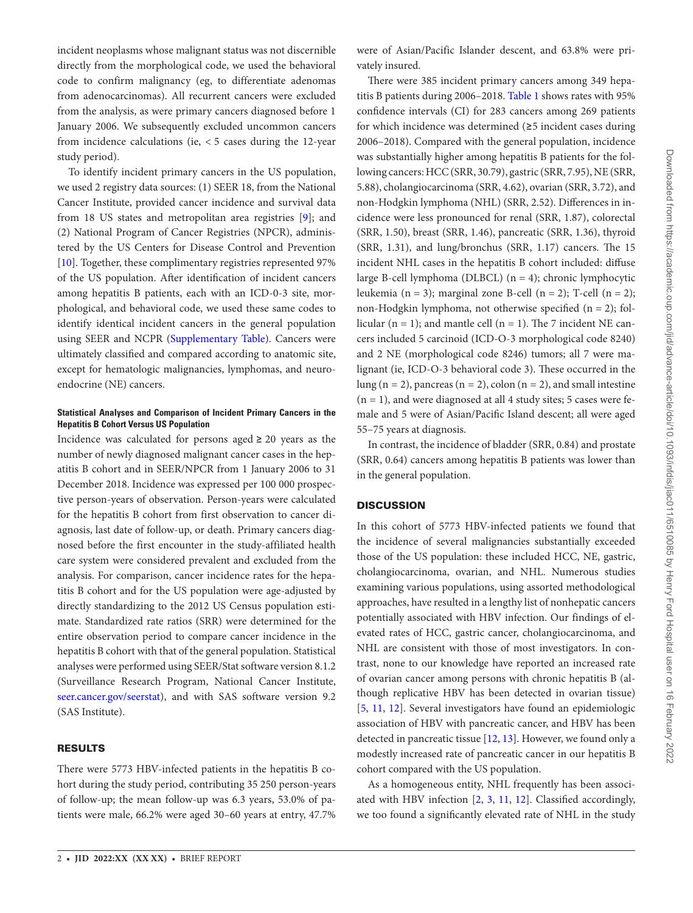incident neoplasms whose malignant status was not discernible directly from the morphological code, we used the behavioral code to confirm malignancy (eg, to differentiate adenomas from adenocarcinomas). All recurrent cancers were excluded from the analysis, as were primary cancers diagnosed before 1 January 2006. We subsequently excluded uncommon cancers from incidence calculations (ie, < 5 cases during the 12-year study period).

To identify incident primary cancers in the US population, we used 2 registry data sources: (1) SEER 18, from the National Cancer Institute, provided cancer incidence and survival data from 18 US states and metropolitan area registries [9]; and (2) National Program of Cancer Registries (NPCR), administered by the US Centers for Disease Control and Prevention [10]. Together, these complimentary registries represented 97% of the US population. After identification of incident cancers among hepatitis B patients, each with an ICD-0-3 site, morphological, and behavioral code, we used these same codes to identify identical incident cancers in the general population using SEER and NCPR (Supplementary Table). Cancers were ultimately classified and compared according to anatomic site, except for hematologic malignancies, lymphomas, and neuroendocrine (NE) cancers.

#### Statistical Analyses and Comparison of Incident Primary Cancers in the Hepatitis B Cohort Versus US Population

Incidence was calculated for persons aged ≥ 20 years as the number of newly diagnosed malignant cancer cases in the hepatitis B cohort and in SEER/NPCR from 1 January 2006 to 31 December 2018. Incidence was expressed per 100 000 prospective person-years of observation. Person-years were calculated for the hepatitis B cohort from first observation to cancer diagnosis, last date of follow-up, or death. Primary cancers diagnosed before the first encounter in the study-affiliated health care system were considered prevalent and excluded from the analysis. For comparison, cancer incidence rates for the hepatitis B cohort and for the US population were age-adjusted by directly standardizing to the 2012 US Census population estimate. Standardized rate ratios (SRR) were determined for the entire observation period to compare cancer incidence in the hepatitis B cohort with that of the general population. Statistical analyses were performed using SEER/Stat software version 8.1.2 (Surveillance Research Program, National Cancer Institute, seer.cancer.gov/seerstat), and with SAS software version 9.2 (SAS Institute).

## RESULTS

There were 5773 HBV-infected patients in the hepatitis B cohort during the study period, contributing 35 250 person-years of follow-up; the mean follow-up was 6.3 years, 53.0% of patients were male, 66.2% were aged 30–60 years at entry, 47.7% were of Asian/Pacific Islander descent, and 63.8% were privately insured.

There were 385 incident primary cancers among 349 hepatitis B patients during 2006–2018. Table 1 shows rates with 95% confidence intervals (CI) for 283 cancers among 269 patients for which incidence was determined (≥5 incident cases during 2006–2018). Compared with the general population, incidence was substantially higher among hepatitis B patients for the following cancers: HCC (SRR, 30.79), gastric (SRR, 7.95), NE (SRR, 5.88), cholangiocarcinoma (SRR, 4.62), ovarian (SRR, 3.72), and non-Hodgkin lymphoma (NHL) (SRR, 2.52). Differences in incidence were less pronounced for renal (SRR, 1.87), colorectal (SRR, 1.50), breast (SRR, 1.46), pancreatic (SRR, 1.36), thyroid (SRR, 1.31), and lung/bronchus (SRR, 1.17) cancers. The 15 incident NHL cases in the hepatitis B cohort included: diffuse large B-cell lymphoma (DLBCL) (n = 4); chronic lymphocytic leukemia (n = 3); marginal zone B-cell (n = 2); T-cell (n = 2); non-Hodgkin lymphoma, not otherwise specified (n = 2); follicular (n = 1); and mantle cell (n = 1). The 7 incident NE cancers included 5 carcinoid (ICD-O-3 morphological code 8240) and 2 NE (morphological code 8246) tumors; all 7 were malignant (ie, ICD-O-3 behavioral code 3). These occurred in the lung (n = 2), pancreas (n = 2), colon (n = 2), and small intestine (n = 1), and were diagnosed at all 4 study sites; 5 cases were female and 5 were of Asian/Pacific Island descent; all were aged 55–75 years at diagnosis.

In contrast, the incidence of bladder (SRR, 0.84) and prostate (SRR, 0.64) cancers among hepatitis B patients was lower than in the general population.

## DISCUSSION

In this cohort of 5773 HBV-infected patients we found that the incidence of several malignancies substantially exceeded those of the US population: these included HCC, NE, gastric, cholangiocarcinoma, ovarian, and NHL. Numerous studies examining various populations, using assorted methodological approaches, have resulted in a lengthy list of nonhepatic cancers potentially associated with HBV infection. Our findings of elevated rates of HCC, gastric cancer, cholangiocarcinoma, and NHL are consistent with those of most investigators. In contrast, none to our knowledge have reported an increased rate of ovarian cancer among persons with chronic hepatitis B (although replicative HBV has been detected in ovarian tissue) [5, 11, 12]. Several investigators have found an epidemiologic association of HBV with pancreatic cancer, and HBV has been detected in pancreatic tissue [12, 13]. However, we found only a modestly increased rate of pancreatic cancer in our hepatitis B cohort compared with the US population.

As a homogeneous entity, NHL frequently has been associated with HBV infection [2, 3, 11, 12]. Classified accordingly, we too found a significantly elevated rate of NHL in the study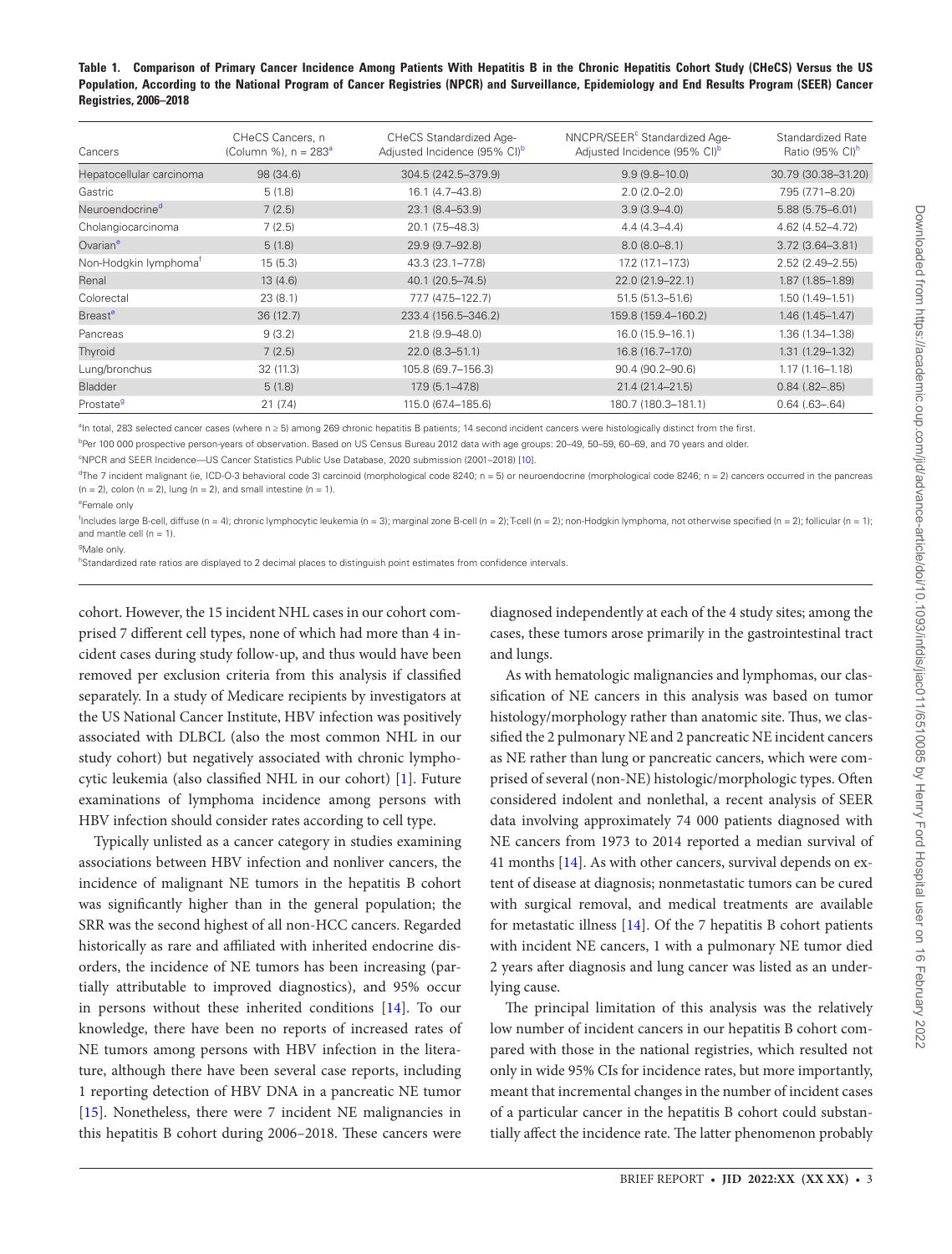**Table 1. Comparison of Primary Cancer Incidence Among Patients With Hepatitis B in the Chronic Hepatitis Cohort Study (CHeCS) Versus the US Population, According to the National Program of Cancer Registries (NPCR) and Surveillance, Epidemiology and End Results Program (SEER) Cancer Registries, 2006–2018**

| Cancers | CHeCS Cancers, n (Column %), n = 283[a] | CHeCS Standardized Age-Adjusted Incidence (95% CI)[b] | NNCPR/SEER[c] Standardized Age-Adjusted Incidence (95% CI)[b] | Standardized Rate Ratio (95% CI)[h] |
|---|---|---|---|---|
| Hepatocellular carcinoma | 98 (34.6) | 304.5 (242.5–379.9) | 9.9 (9.8–10.0) | 30.79 (30.38–31.20) |
| Gastric | 5 (1.8) | 16.1 (4.7–43.8) | 2.0 (2.0–2.0) | 7.95 (7.71–8.20) |
| Neuroendocrine[d] | 7 (2.5) | 23.1 (8.4–53.9) | 3.9 (3.9–4.0) | 5.88 (5.75–6.01) |
| Cholangiocarcinoma | 7 (2.5) | 20.1 (7.5–48.3) | 4.4 (4.3–4.4) | 4.62 (4.52–4.72) |
| Ovarian[e] | 5 (1.8) | 29.9 (9.7–92.8) | 8.0 (8.0–8.1) | 3.72 (3.64–3.81) |
| Non-Hodgkin lymphoma[f] | 15 (5.3) | 43.3 (23.1–77.8) | 17.2 (17.1–17.3) | 2.52 (2.49–2.55) |
| Renal | 13 (4.6) | 40.1 (20.5–74.5) | 22.0 (21.9–22.1) | 1.87 (1.85–1.89) |
| Colorectal | 23 (8.1) | 77.7 (47.5–122.7) | 51.5 (51.3–51.6) | 1.50 (1.49–1.51) |
| Breast[e] | 36 (12.7) | 233.4 (156.5–346.2) | 159.8 (159.4–160.2) | 1.46 (1.45–1.47) |
| Pancreas | 9 (3.2) | 21.8 (9.9–48.0) | 16.0 (15.9–16.1) | 1.36 (1.34–1.38) |
| Thyroid | 7 (2.5) | 22.0 (8.3–51.1) | 16.8 (16.7–17.0) | 1.31 (1.29–1.32) |
| Lung/bronchus | 32 (11.3) | 105.8 (69.7–156.3) | 90.4 (90.2–90.6) | 1.17 (1.16–1.18) |
| Bladder | 5 (1.8) | 17.9 (5.1–47.8) | 21.4 (21.4–21.5) | 0.84 (.82–.85) |
| Prostate[g] | 21 (7.4) | 115.0 (67.4–185.6) | 180.7 (180.3–181.1) | 0.64 (.63–.64) |

[a]In total, 283 selected cancer cases (where n ≥ 5) among 269 chronic hepatitis B patients; 14 second incident cancers were histologically distinct from the first.

[b]Per 100 000 prospective person-years of observation. Based on US Census Bureau 2012 data with age groups: 20–49, 50–59, 60–69, and 70 years and older.

[c]NPCR and SEER Incidence—US Cancer Statistics Public Use Database, 2020 submission (2001–2018) [10].

[d]The 7 incident malignant (ie, ICD-O-3 behavioral code 3) carcinoid (morphological code 8240; n = 5) or neuroendocrine (morphological code 8246; n = 2) cancers occurred in the pancreas (n = 2), colon (n = 2), lung (n = 2), and small intestine (n = 1).

[e]Female only

[f]Includes large B-cell, diffuse (n = 4); chronic lymphocytic leukemia (n = 3); marginal zone B-cell (n = 2); T-cell (n = 2); non-Hodgkin lymphoma, not otherwise specified (n = 2); follicular (n = 1); and mantle cell (n = 1).

[g]Male only.

[h]Standardized rate ratios are displayed to 2 decimal places to distinguish point estimates from confidence intervals.

cohort. However, the 15 incident NHL cases in our cohort comprised 7 different cell types, none of which had more than 4 incident cases during study follow-up, and thus would have been removed per exclusion criteria from this analysis if classified separately. In a study of Medicare recipients by investigators at the US National Cancer Institute, HBV infection was positively associated with DLBCL (also the most common NHL in our study cohort) but negatively associated with chronic lymphocytic leukemia (also classified NHL in our cohort) [1]. Future examinations of lymphoma incidence among persons with HBV infection should consider rates according to cell type.

Typically unlisted as a cancer category in studies examining associations between HBV infection and nonliver cancers, the incidence of malignant NE tumors in the hepatitis B cohort was significantly higher than in the general population; the SRR was the second highest of all non-HCC cancers. Regarded historically as rare and affiliated with inherited endocrine disorders, the incidence of NE tumors has been increasing (partially attributable to improved diagnostics), and 95% occur in persons without these inherited conditions [14]. To our knowledge, there have been no reports of increased rates of NE tumors among persons with HBV infection in the literature, although there have been several case reports, including 1 reporting detection of HBV DNA in a pancreatic NE tumor [15]. Nonetheless, there were 7 incident NE malignancies in this hepatitis B cohort during 2006–2018. These cancers were diagnosed independently at each of the 4 study sites; among the cases, these tumors arose primarily in the gastrointestinal tract and lungs.

As with hematologic malignancies and lymphomas, our classification of NE cancers in this analysis was based on tumor histology/morphology rather than anatomic site. Thus, we classified the 2 pulmonary NE and 2 pancreatic NE incident cancers as NE rather than lung or pancreatic cancers, which were comprised of several (non-NE) histologic/morphologic types. Often considered indolent and nonlethal, a recent analysis of SEER data involving approximately 74 000 patients diagnosed with NE cancers from 1973 to 2014 reported a median survival of 41 months [14]. As with other cancers, survival depends on extent of disease at diagnosis; nonmetastatic tumors can be cured with surgical removal, and medical treatments are available for metastatic illness [14]. Of the 7 hepatitis B cohort patients with incident NE cancers, 1 with a pulmonary NE tumor died 2 years after diagnosis and lung cancer was listed as an underlying cause.

The principal limitation of this analysis was the relatively low number of incident cancers in our hepatitis B cohort compared with those in the national registries, which resulted not only in wide 95% CIs for incidence rates, but more importantly, meant that incremental changes in the number of incident cases of a particular cancer in the hepatitis B cohort could substantially affect the incidence rate. The latter phenomenon probably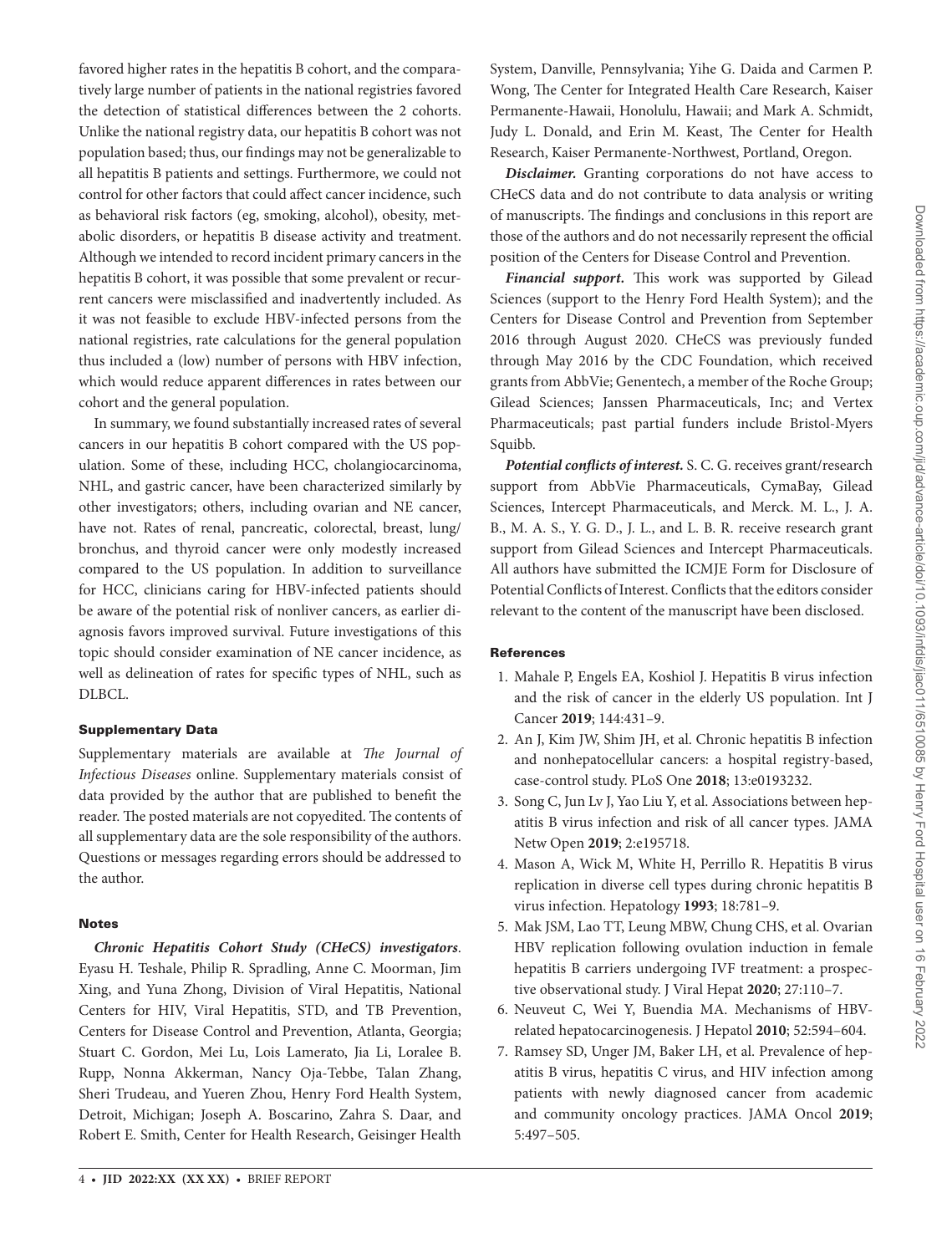favored higher rates in the hepatitis B cohort, and the comparatively large number of patients in the national registries favored the detection of statistical differences between the 2 cohorts. Unlike the national registry data, our hepatitis B cohort was not population based; thus, our findings may not be generalizable to all hepatitis B patients and settings. Furthermore, we could not control for other factors that could affect cancer incidence, such as behavioral risk factors (eg, smoking, alcohol), obesity, metabolic disorders, or hepatitis B disease activity and treatment. Although we intended to record incident primary cancers in the hepatitis B cohort, it was possible that some prevalent or recurrent cancers were misclassified and inadvertently included. As it was not feasible to exclude HBV-infected persons from the national registries, rate calculations for the general population thus included a (low) number of persons with HBV infection, which would reduce apparent differences in rates between our cohort and the general population.

In summary, we found substantially increased rates of several cancers in our hepatitis B cohort compared with the US population. Some of these, including HCC, cholangiocarcinoma, NHL, and gastric cancer, have been characterized similarly by other investigators; others, including ovarian and NE cancer, have not. Rates of renal, pancreatic, colorectal, breast, lung/bronchus, and thyroid cancer were only modestly increased compared to the US population. In addition to surveillance for HCC, clinicians caring for HBV-infected patients should be aware of the potential risk of nonliver cancers, as earlier diagnosis favors improved survival. Future investigations of this topic should consider examination of NE cancer incidence, as well as delineation of rates for specific types of NHL, such as DLBCL.

## Supplementary Data

Supplementary materials are available at *The Journal of Infectious Diseases* online. Supplementary materials consist of data provided by the author that are published to benefit the reader. The posted materials are not copyedited. The contents of all supplementary data are the sole responsibility of the authors. Questions or messages regarding errors should be addressed to the author.

## Notes

***Chronic Hepatitis Cohort Study (CHeCS) investigators***. Eyasu H. Teshale, Philip R. Spradling, Anne C. Moorman, Jim Xing, and Yuna Zhong, Division of Viral Hepatitis, National Centers for HIV, Viral Hepatitis, STD, and TB Prevention, Centers for Disease Control and Prevention, Atlanta, Georgia; Stuart C. Gordon, Mei Lu, Lois Lamerato, Jia Li, Loralee B. Rupp, Nonna Akkerman, Nancy Oja-Tebbe, Talan Zhang, Sheri Trudeau, and Yueren Zhou, Henry Ford Health System, Detroit, Michigan; Joseph A. Boscarino, Zahra S. Daar, and Robert E. Smith, Center for Health Research, Geisinger Health System, Danville, Pennsylvania; Yihe G. Daida and Carmen P. Wong, The Center for Integrated Health Care Research, Kaiser Permanente-Hawaii, Honolulu, Hawaii; and Mark A. Schmidt, Judy L. Donald, and Erin M. Keast, The Center for Health Research, Kaiser Permanente-Northwest, Portland, Oregon.

***Disclaimer.*** Granting corporations do not have access to CHeCS data and do not contribute to data analysis or writing of manuscripts. The findings and conclusions in this report are those of the authors and do not necessarily represent the official position of the Centers for Disease Control and Prevention.

***Financial support.*** This work was supported by Gilead Sciences (support to the Henry Ford Health System); and the Centers for Disease Control and Prevention from September 2016 through August 2020. CHeCS was previously funded through May 2016 by the CDC Foundation, which received grants from AbbVie; Genentech, a member of the Roche Group; Gilead Sciences; Janssen Pharmaceuticals, Inc; and Vertex Pharmaceuticals; past partial funders include Bristol-Myers Squibb.

***Potential conflicts of interest.*** S. C. G. receives grant/research support from AbbVie Pharmaceuticals, CymaBay, Gilead Sciences, Intercept Pharmaceuticals, and Merck. M. L., J. A. B., M. A. S., Y. G. D., J. L., and L. B. R. receive research grant support from Gilead Sciences and Intercept Pharmaceuticals. All authors have submitted the ICMJE Form for Disclosure of Potential Conflicts of Interest. Conflicts that the editors consider relevant to the content of the manuscript have been disclosed.

## References

1. Mahale P, Engels EA, Koshiol J. Hepatitis B virus infection and the risk of cancer in the elderly US population. Int J Cancer **2019**; 144:431–9.
2. An J, Kim JW, Shim JH, et al. Chronic hepatitis B infection and nonhepatocellular cancers: a hospital registry-based, case-control study. PLoS One **2018**; 13:e0193232.
3. Song C, Jun Lv J, Yao Liu Y, et al. Associations between hepatitis B virus infection and risk of all cancer types. JAMA Netw Open **2019**; 2:e195718.
4. Mason A, Wick M, White H, Perrillo R. Hepatitis B virus replication in diverse cell types during chronic hepatitis B virus infection. Hepatology **1993**; 18:781–9.
5. Mak JSM, Lao TT, Leung MBW, Chung CHS, et al. Ovarian HBV replication following ovulation induction in female hepatitis B carriers undergoing IVF treatment: a prospective observational study. J Viral Hepat **2020**; 27:110–7.
6. Neuveut C, Wei Y, Buendia MA. Mechanisms of HBV-related hepatocarcinogenesis. J Hepatol **2010**; 52:594–604.
7. Ramsey SD, Unger JM, Baker LH, et al. Prevalence of hepatitis B virus, hepatitis C virus, and HIV infection among patients with newly diagnosed cancer from academic and community oncology practices. JAMA Oncol **2019**; 5:497–505.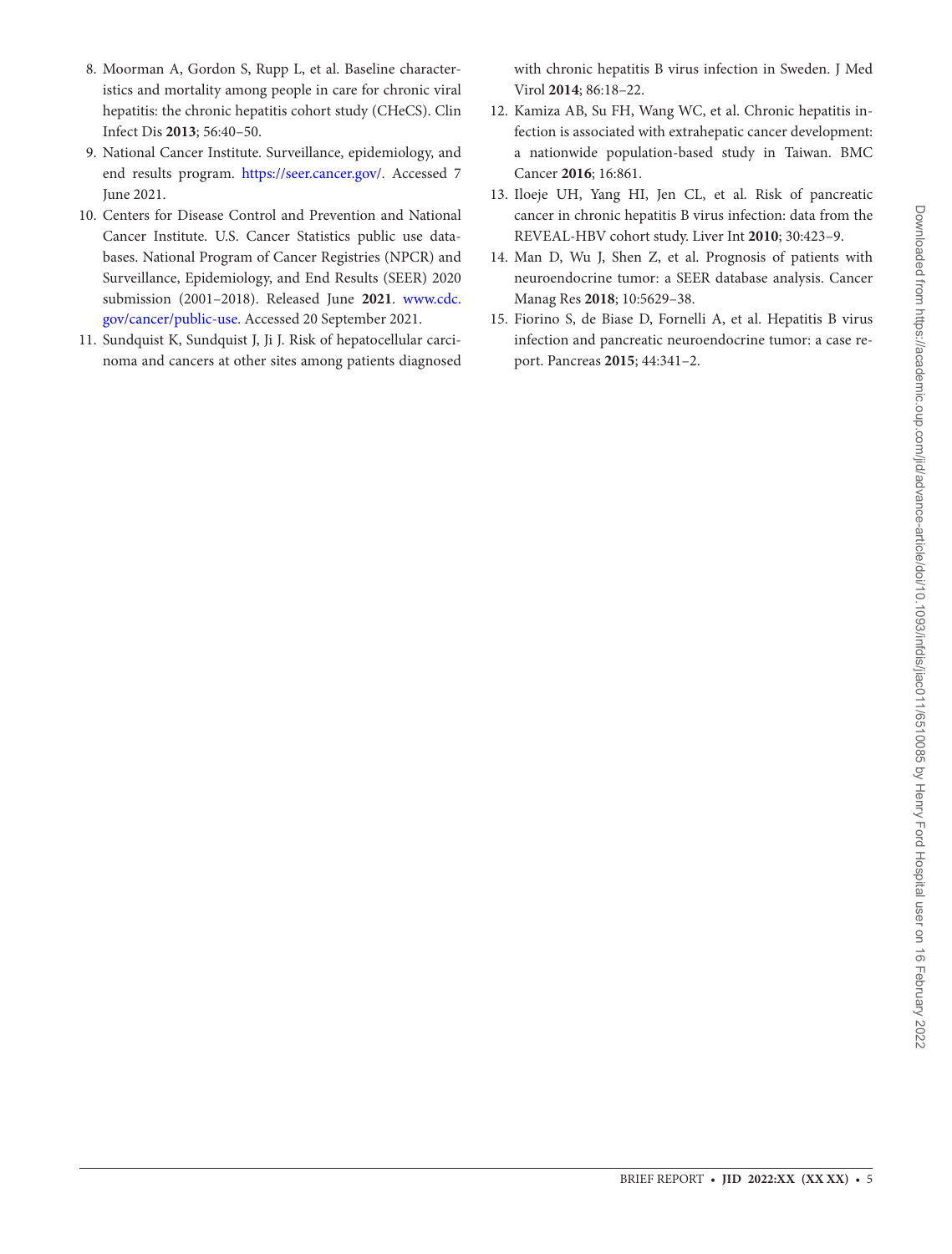8. Moorman A, Gordon S, Rupp L, et al. Baseline characteristics and mortality among people in care for chronic viral hepatitis: the chronic hepatitis cohort study (CHeCS). Clin Infect Dis **2013**; 56:40–50.
9. National Cancer Institute. Surveillance, epidemiology, and end results program. https://seer.cancer.gov/. Accessed 7 June 2021.
10. Centers for Disease Control and Prevention and National Cancer Institute. U.S. Cancer Statistics public use databases. National Program of Cancer Registries (NPCR) and Surveillance, Epidemiology, and End Results (SEER) 2020 submission (2001–2018). Released June **2021**. www.cdc.gov/cancer/public-use. Accessed 20 September 2021.
11. Sundquist K, Sundquist J, Ji J. Risk of hepatocellular carcinoma and cancers at other sites among patients diagnosed with chronic hepatitis B virus infection in Sweden. J Med Virol **2014**; 86:18–22.
12. Kamiza AB, Su FH, Wang WC, et al. Chronic hepatitis infection is associated with extrahepatic cancer development: a nationwide population-based study in Taiwan. BMC Cancer **2016**; 16:861.
13. Iloeje UH, Yang HI, Jen CL, et al. Risk of pancreatic cancer in chronic hepatitis B virus infection: data from the REVEAL-HBV cohort study. Liver Int **2010**; 30:423–9.
14. Man D, Wu J, Shen Z, et al. Prognosis of patients with neuroendocrine tumor: a SEER database analysis. Cancer Manag Res **2018**; 10:5629–38.
15. Fiorino S, de Biase D, Fornelli A, et al. Hepatitis B virus infection and pancreatic neuroendocrine tumor: a case report. Pancreas **2015**; 44:341–2.